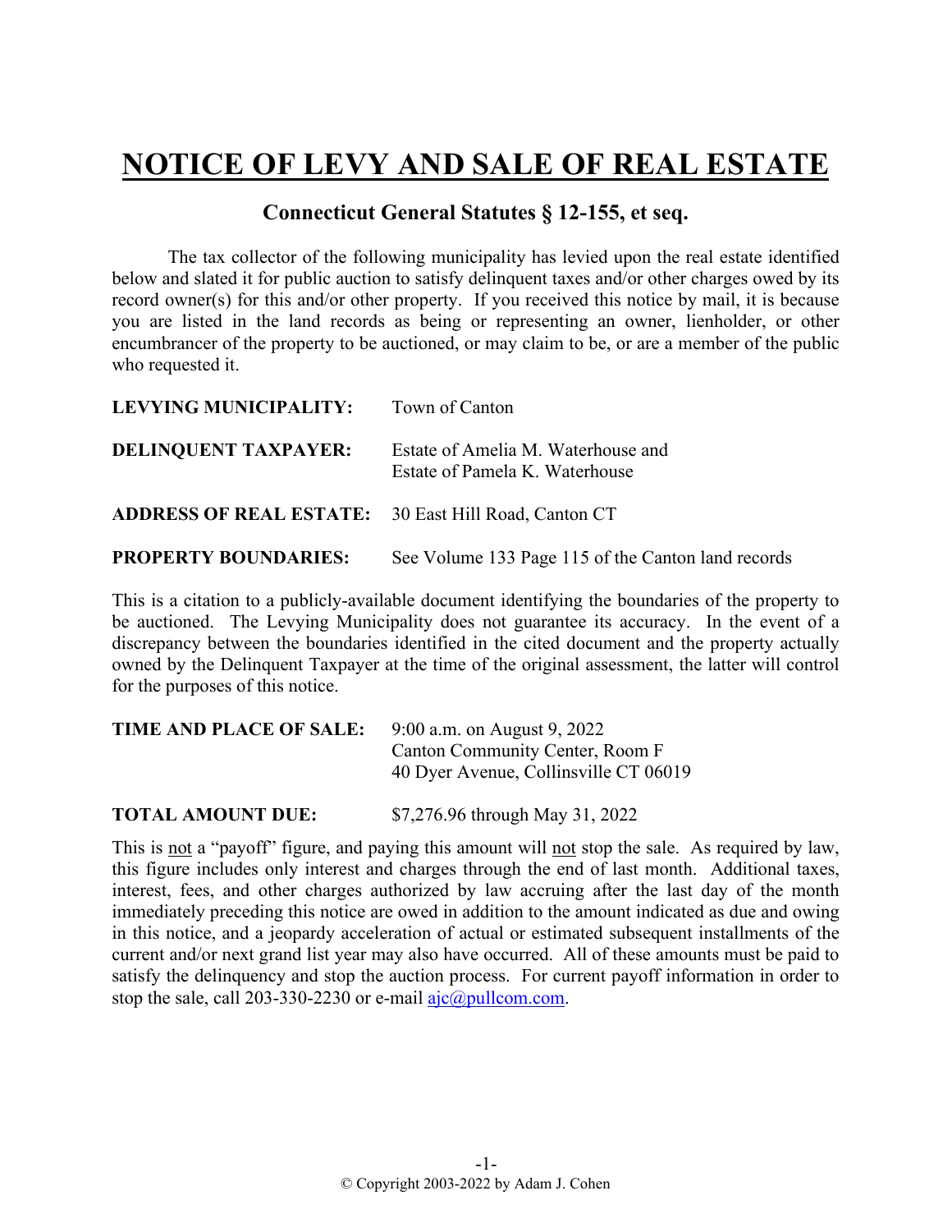# NOTICE OF LEVY AND SALE OF REAL ESTATE

## Connecticut General Statutes § 12-155, et seq.

The tax collector of the following municipality has levied upon the real estate identified below and slated it for public auction to satisfy delinquent taxes and/or other charges owed by its record owner(s) for this and/or other property. If you received this notice by mail, it is because you are listed in the land records as being or representing an owner, lienholder, or other encumbrancer of the property to be auctioned, or may claim to be, or are a member of the public who requested it.

**LEVYING MUNICIPALITY:** Town of Canton

**DELINQUENT TAXPAYER:** Estate of Amelia M. Waterhouse and Estate of Pamela K. Waterhouse

**ADDRESS OF REAL ESTATE:** 30 East Hill Road, Canton CT

**PROPERTY BOUNDARIES:** See Volume 133 Page 115 of the Canton land records

This is a citation to a publicly-available document identifying the boundaries of the property to be auctioned. The Levying Municipality does not guarantee its accuracy. In the event of a discrepancy between the boundaries identified in the cited document and the property actually owned by the Delinquent Taxpayer at the time of the original assessment, the latter will control for the purposes of this notice.

**TIME AND PLACE OF SALE:** 9:00 a.m. on August 9, 2022
Canton Community Center, Room F
40 Dyer Avenue, Collinsville CT 06019

**TOTAL AMOUNT DUE:** $7,276.96 through May 31, 2022

This is not a "payoff" figure, and paying this amount will not stop the sale. As required by law, this figure includes only interest and charges through the end of last month. Additional taxes, interest, fees, and other charges authorized by law accruing after the last day of the month immediately preceding this notice are owed in addition to the amount indicated as due and owing in this notice, and a jeopardy acceleration of actual or estimated subsequent installments of the current and/or next grand list year may also have occurred. All of these amounts must be paid to satisfy the delinquency and stop the auction process. For current payoff information in order to stop the sale, call 203-330-2230 or e-mail ajc@pullcom.com.

© Copyright 2003-2022 by Adam J. Cohen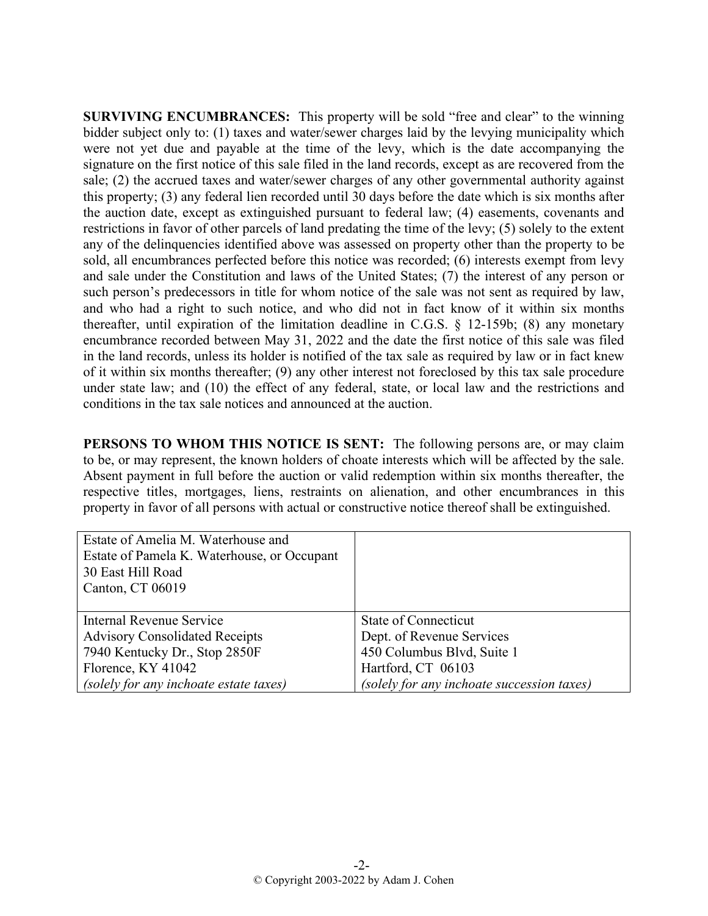**SURVIVING ENCUMBRANCES:** This property will be sold "free and clear" to the winning bidder subject only to: (1) taxes and water/sewer charges laid by the levying municipality which were not yet due and payable at the time of the levy, which is the date accompanying the signature on the first notice of this sale filed in the land records, except as are recovered from the sale; (2) the accrued taxes and water/sewer charges of any other governmental authority against this property; (3) any federal lien recorded until 30 days before the date which is six months after the auction date, except as extinguished pursuant to federal law; (4) easements, covenants and restrictions in favor of other parcels of land predating the time of the levy; (5) solely to the extent any of the delinquencies identified above was assessed on property other than the property to be sold, all encumbrances perfected before this notice was recorded; (6) interests exempt from levy and sale under the Constitution and laws of the United States; (7) the interest of any person or such person's predecessors in title for whom notice of the sale was not sent as required by law, and who had a right to such notice, and who did not in fact know of it within six months thereafter, until expiration of the limitation deadline in C.G.S. § 12-159b; (8) any monetary encumbrance recorded between May 31, 2022 and the date the first notice of this sale was filed in the land records, unless its holder is notified of the tax sale as required by law or in fact knew of it within six months thereafter; (9) any other interest not foreclosed by this tax sale procedure under state law; and (10) the effect of any federal, state, or local law and the restrictions and conditions in the tax sale notices and announced at the auction.

**PERSONS TO WHOM THIS NOTICE IS SENT:** The following persons are, or may claim to be, or may represent, the known holders of choate interests which will be affected by the sale. Absent payment in full before the auction or valid redemption within six months thereafter, the respective titles, mortgages, liens, restraints on alienation, and other encumbrances in this property in favor of all persons with actual or constructive notice thereof shall be extinguished.

| | |
|---|---|
| Estate of Amelia M. Waterhouse and<br>Estate of Pamela K. Waterhouse, or Occupant<br>30 East Hill Road<br>Canton, CT 06019 | |
| Internal Revenue Service<br>Advisory Consolidated Receipts<br>7940 Kentucky Dr., Stop 2850F<br>Florence, KY 41042<br>*(solely for any inchoate estate taxes)* | State of Connecticut<br>Dept. of Revenue Services<br>450 Columbus Blvd, Suite 1<br>Hartford, CT 06103<br>*(solely for any inchoate succession taxes)* |

© Copyright 2003-2022 by Adam J. Cohen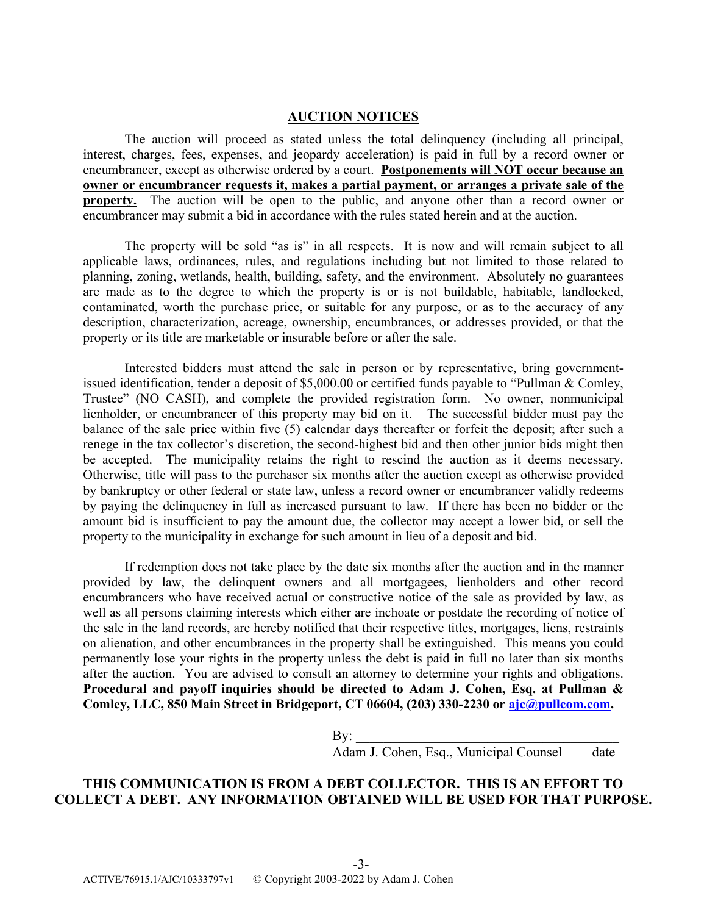## AUCTION NOTICES

The auction will proceed as stated unless the total delinquency (including all principal, interest, charges, fees, expenses, and jeopardy acceleration) is paid in full by a record owner or encumbrancer, except as otherwise ordered by a court. **Postponements will NOT occur because an owner or encumbrancer requests it, makes a partial payment, or arranges a private sale of the property.** The auction will be open to the public, and anyone other than a record owner or encumbrancer may submit a bid in accordance with the rules stated herein and at the auction.

The property will be sold "as is" in all respects. It is now and will remain subject to all applicable laws, ordinances, rules, and regulations including but not limited to those related to planning, zoning, wetlands, health, building, safety, and the environment. Absolutely no guarantees are made as to the degree to which the property is or is not buildable, habitable, landlocked, contaminated, worth the purchase price, or suitable for any purpose, or as to the accuracy of any description, characterization, acreage, ownership, encumbrances, or addresses provided, or that the property or its title are marketable or insurable before or after the sale.

Interested bidders must attend the sale in person or by representative, bring government-issued identification, tender a deposit of $5,000.00 or certified funds payable to "Pullman & Comley, Trustee" (NO CASH), and complete the provided registration form. No owner, nonmunicipal lienholder, or encumbrancer of this property may bid on it. The successful bidder must pay the balance of the sale price within five (5) calendar days thereafter or forfeit the deposit; after such a renege in the tax collector's discretion, the second-highest bid and then other junior bids might then be accepted. The municipality retains the right to rescind the auction as it deems necessary. Otherwise, title will pass to the purchaser six months after the auction except as otherwise provided by bankruptcy or other federal or state law, unless a record owner or encumbrancer validly redeems by paying the delinquency in full as increased pursuant to law. If there has been no bidder or the amount bid is insufficient to pay the amount due, the collector may accept a lower bid, or sell the property to the municipality in exchange for such amount in lieu of a deposit and bid.

If redemption does not take place by the date six months after the auction and in the manner provided by law, the delinquent owners and all mortgagees, lienholders and other record encumbrancers who have received actual or constructive notice of the sale as provided by law, as well as all persons claiming interests which either are inchoate or postdate the recording of notice of the sale in the land records, are hereby notified that their respective titles, mortgages, liens, restraints on alienation, and other encumbrances in the property shall be extinguished. This means you could permanently lose your rights in the property unless the debt is paid in full no later than six months after the auction. You are advised to consult an attorney to determine your rights and obligations. **Procedural and payoff inquiries should be directed to Adam J. Cohen, Esq. at Pullman & Comley, LLC, 850 Main Street in Bridgeport, CT 06604, (203) 330-2230 or ajc@pullcom.com.**

By: \_\_\_\_\_\_\_\_\_\_\_\_\_\_\_\_\_\_\_\_\_\_\_\_\_\_\_\_\_\_\_\_\_\_\_\_\_\_\_\_
Adam J. Cohen, Esq., Municipal Counsel date

**THIS COMMUNICATION IS FROM A DEBT COLLECTOR. THIS IS AN EFFORT TO COLLECT A DEBT. ANY INFORMATION OBTAINED WILL BE USED FOR THAT PURPOSE.**

ACTIVE/76915.1/AJC/10333797v1 © Copyright 2003-2022 by Adam J. Cohen